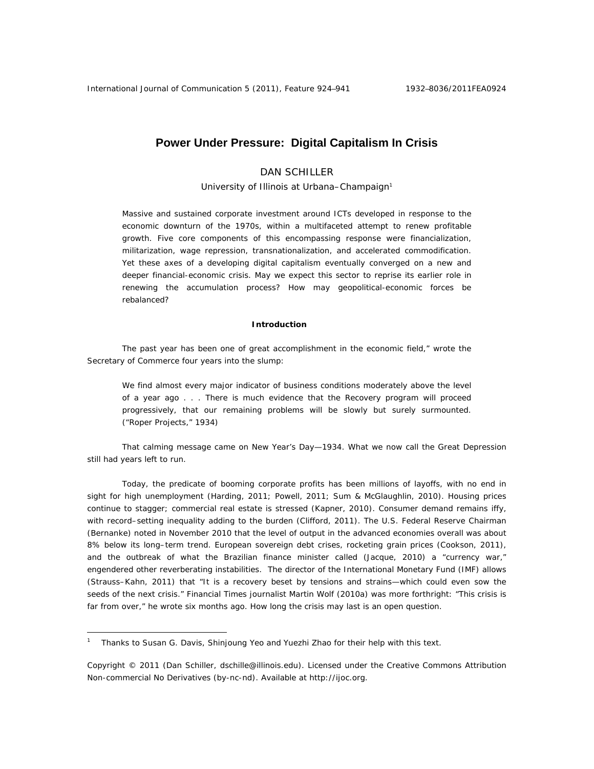# Power Under Pressure: Digital Capitalism In Crisis

DAN SCHILLER

University of Illinois at Urbana–Champaign[1]

Massive and sustained corporate investment around ICTs developed in response to the economic downturn of the 1970s, within a multifaceted attempt to renew profitable growth. Five core components of this encompassing response were financialization, militarization, wage repression, transnationalization, and accelerated commodification. Yet these axes of a developing digital capitalism eventually converged on a new and deeper financial-economic crisis. May we expect this sector to reprise its earlier role in renewing the accumulation process? How may geopolitical-economic forces be rebalanced?

### Introduction

The past year has been one of great accomplishment in the economic field," wrote the Secretary of Commerce four years into the slump:

> We find almost every major indicator of business conditions moderately above the level of a year ago . . . There is much evidence that the Recovery program will proceed progressively, that our remaining problems will be slowly but surely surmounted. ("Roper Projects," 1934)

That calming message came on New Year's Day—1934. What we now call the Great Depression still had years left to run.

Today, the predicate of booming corporate profits has been millions of layoffs, with no end in sight for high unemployment (Harding, 2011; Powell, 2011; Sum & McGlaughlin, 2010). Housing prices continue to stagger; commercial real estate is stressed (Kapner, 2010). Consumer demand remains iffy, with record–setting inequality adding to the burden (Clifford, 2011). The U.S. Federal Reserve Chairman (Bernanke) noted in November 2010 that the level of output in the advanced economies overall was about 8% below its long–term trend. European sovereign debt crises, rocketing grain prices (Cookson, 2011), and the outbreak of what the Brazilian finance minister called (Jacque, 2010) a "currency war," engendered other reverberating instabilities. The director of the International Monetary Fund (IMF) allows (Strauss–Kahn, 2011) that "It is a recovery beset by tensions and strains—which could even sow the seeds of the next crisis." Financial Times journalist Martin Wolf (2010a) was more forthright: "This crisis is far from over," he wrote six months ago. How long the crisis may last is an open question.

---

[1] Thanks to Susan G. Davis, Shinjoung Yeo and Yuezhi Zhao for their help with this text.

Copyright © 2011 (Dan Schiller, dschille@illinois.edu). Licensed under the Creative Commons Attribution Non-commercial No Derivatives (by-nc-nd). Available at http://ijoc.org.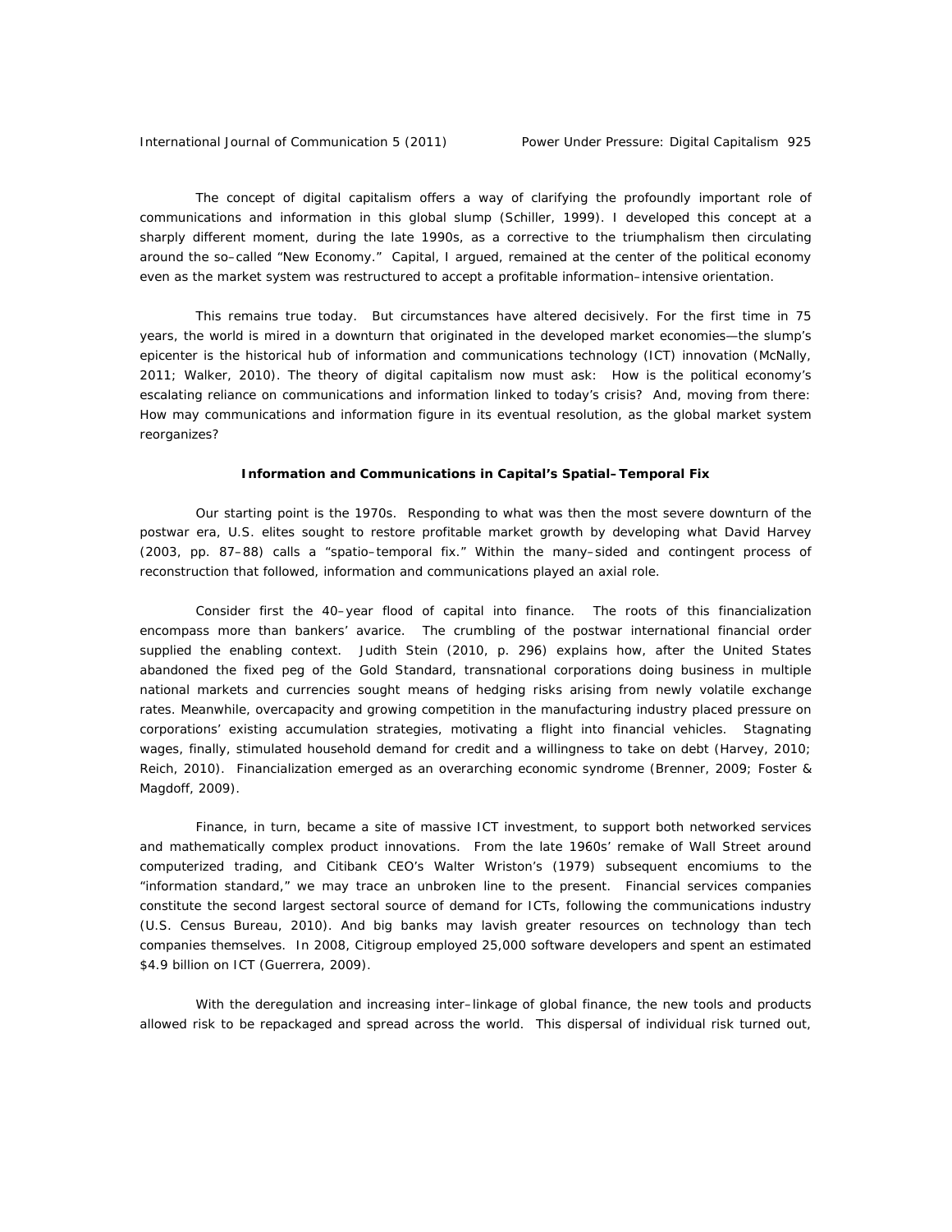The concept of digital capitalism offers a way of clarifying the profoundly important role of communications and information in this global slump (Schiller, 1999). I developed this concept at a sharply different moment, during the late 1990s, as a corrective to the triumphalism then circulating around the so–called "New Economy." Capital, I argued, remained at the center of the political economy even as the market system was restructured to accept a profitable information–intensive orientation.

This remains true today. But circumstances have altered decisively. For the first time in 75 years, the world is mired in a downturn that originated in the developed market economies—the slump's epicenter is the historical hub of information and communications technology (ICT) innovation (McNally, 2011; Walker, 2010). The theory of digital capitalism now must ask: How is the political economy's escalating reliance on communications and information linked to today's crisis? And, moving from there: How may communications and information figure in its eventual resolution, as the global market system reorganizes?

### Information and Communications in Capital's Spatial–Temporal Fix

Our starting point is the 1970s. Responding to what was then the most severe downturn of the postwar era, U.S. elites sought to restore profitable market growth by developing what David Harvey (2003, pp. 87–88) calls a "spatio–temporal fix." Within the many–sided and contingent process of reconstruction that followed, information and communications played an axial role.

Consider first the 40–year flood of capital into finance. The roots of this financialization encompass more than bankers' avarice. The crumbling of the postwar international financial order supplied the enabling context. Judith Stein (2010, p. 296) explains how, after the United States abandoned the fixed peg of the Gold Standard, transnational corporations doing business in multiple national markets and currencies sought means of hedging risks arising from newly volatile exchange rates. Meanwhile, overcapacity and growing competition in the manufacturing industry placed pressure on corporations' existing accumulation strategies, motivating a flight into financial vehicles. Stagnating wages, finally, stimulated household demand for credit and a willingness to take on debt (Harvey, 2010; Reich, 2010). Financialization emerged as an overarching economic syndrome (Brenner, 2009; Foster & Magdoff, 2009).

Finance, in turn, became a site of massive ICT investment, to support both networked services and mathematically complex product innovations. From the late 1960s' remake of Wall Street around computerized trading, and Citibank CEO's Walter Wriston's (1979) subsequent encomiums to the "information standard," we may trace an unbroken line to the present. Financial services companies constitute the second largest sectoral source of demand for ICTs, following the communications industry (U.S. Census Bureau, 2010). And big banks may lavish greater resources on technology than tech companies themselves. In 2008, Citigroup employed 25,000 software developers and spent an estimated $4.9 billion on ICT (Guerrera, 2009).

With the deregulation and increasing inter–linkage of global finance, the new tools and products allowed risk to be repackaged and spread across the world. This dispersal of individual risk turned out,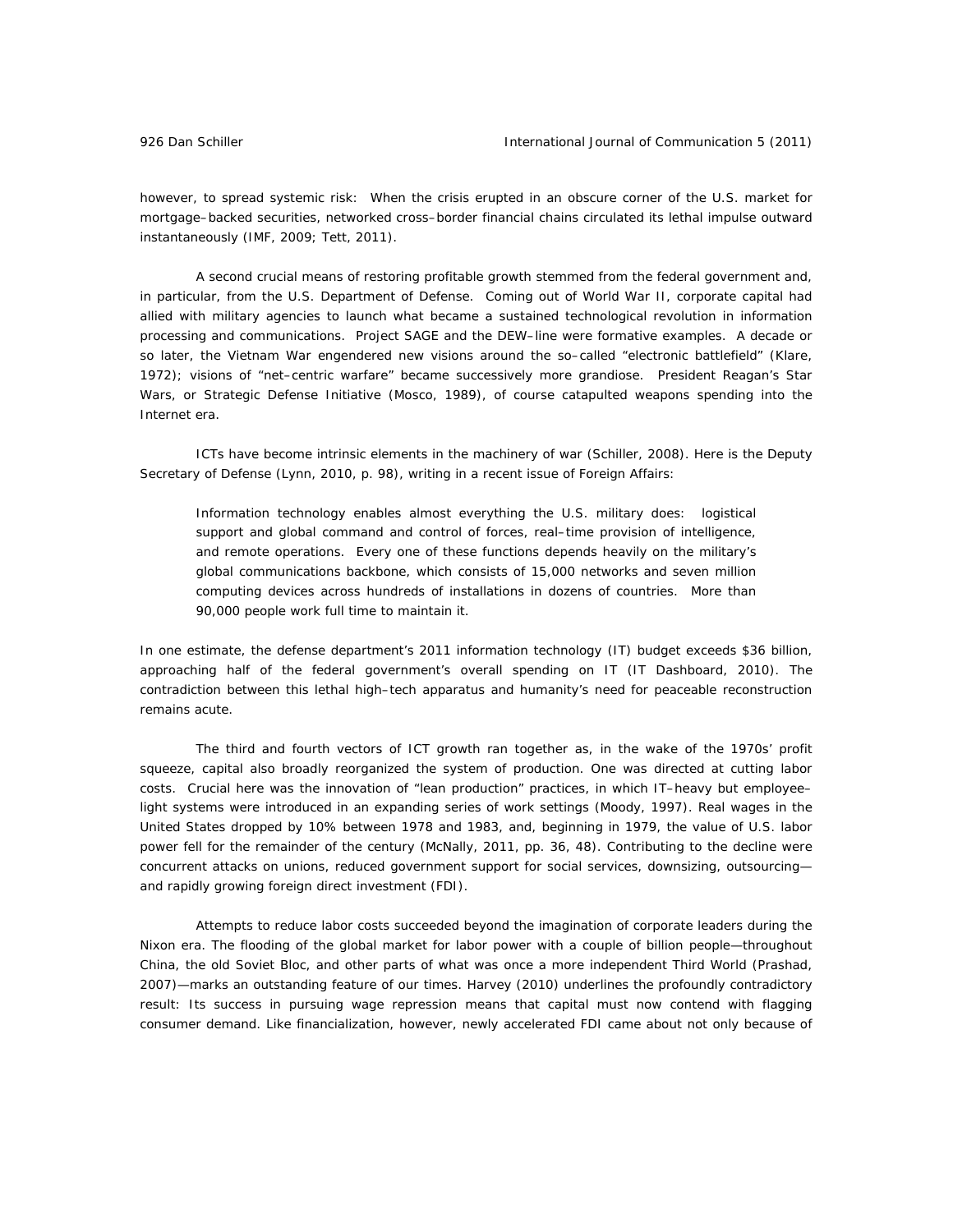however, to spread systemic risk: When the crisis erupted in an obscure corner of the U.S. market for mortgage–backed securities, networked cross–border financial chains circulated its lethal impulse outward instantaneously (IMF, 2009; Tett, 2011).

A second crucial means of restoring profitable growth stemmed from the federal government and, in particular, from the U.S. Department of Defense. Coming out of World War II, corporate capital had allied with military agencies to launch what became a sustained technological revolution in information processing and communications. Project SAGE and the DEW–line were formative examples. A decade or so later, the Vietnam War engendered new visions around the so–called "electronic battlefield" (Klare, 1972); visions of "net–centric warfare" became successively more grandiose. President Reagan's Star Wars, or Strategic Defense Initiative (Mosco, 1989), of course catapulted weapons spending into the Internet era.

ICTs have become intrinsic elements in the machinery of war (Schiller, 2008). Here is the Deputy Secretary of Defense (Lynn, 2010, p. 98), writing in a recent issue of Foreign Affairs:

> Information technology enables almost everything the U.S. military does: logistical support and global command and control of forces, real–time provision of intelligence, and remote operations. Every one of these functions depends heavily on the military's global communications backbone, which consists of 15,000 networks and seven million computing devices across hundreds of installations in dozens of countries. More than 90,000 people work full time to maintain it.

In one estimate, the defense department's 2011 information technology (IT) budget exceeds $36 billion, approaching half of the federal government's overall spending on IT (IT Dashboard, 2010). The contradiction between this lethal high–tech apparatus and humanity's need for peaceable reconstruction remains acute.

The third and fourth vectors of ICT growth ran together as, in the wake of the 1970s' profit squeeze, capital also broadly reorganized the system of production. One was directed at cutting labor costs. Crucial here was the innovation of "lean production" practices, in which IT–heavy but employee–light systems were introduced in an expanding series of work settings (Moody, 1997). Real wages in the United States dropped by 10% between 1978 and 1983, and, beginning in 1979, the value of U.S. labor power fell for the remainder of the century (McNally, 2011, pp. 36, 48). Contributing to the decline were concurrent attacks on unions, reduced government support for social services, downsizing, outsourcing—and rapidly growing foreign direct investment (FDI).

Attempts to reduce labor costs succeeded beyond the imagination of corporate leaders during the Nixon era. The flooding of the global market for labor power with a couple of billion people—throughout China, the old Soviet Bloc, and other parts of what was once a more independent Third World (Prashad, 2007)—marks an outstanding feature of our times. Harvey (2010) underlines the profoundly contradictory result: Its success in pursuing wage repression means that capital must now contend with flagging consumer demand. Like financialization, however, newly accelerated FDI came about not only because of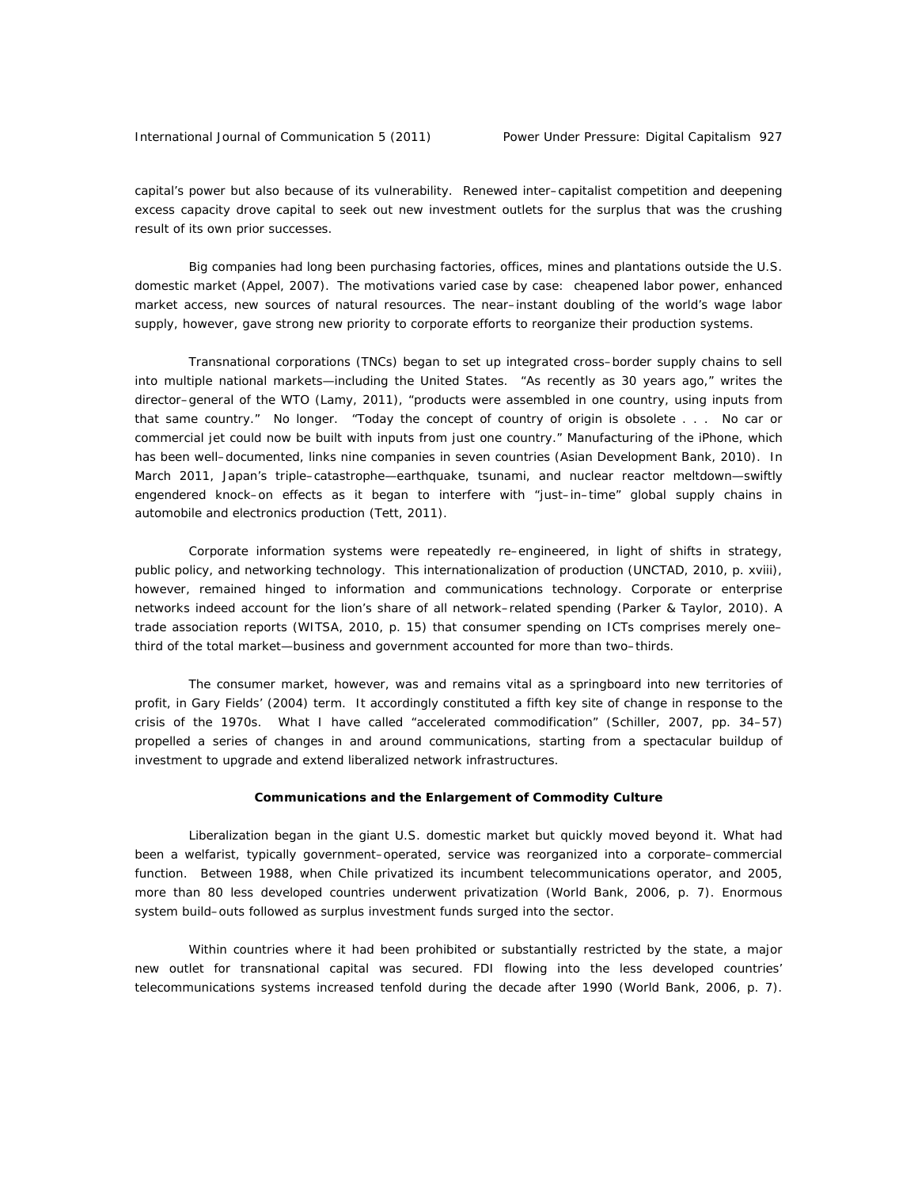capital's power but also because of its vulnerability. Renewed inter–capitalist competition and deepening excess capacity drove capital to seek out new investment outlets for the surplus that was the crushing result of its own prior successes.

Big companies had long been purchasing factories, offices, mines and plantations outside the U.S. domestic market (Appel, 2007). The motivations varied case by case: cheapened labor power, enhanced market access, new sources of natural resources. The near–instant doubling of the world's wage labor supply, however, gave strong new priority to corporate efforts to reorganize their production systems.

Transnational corporations (TNCs) began to set up integrated cross–border supply chains to sell into multiple national markets—including the United States. "As recently as 30 years ago," writes the director–general of the WTO (Lamy, 2011), "products were assembled in one country, using inputs from that same country." No longer. "Today the concept of country of origin is obsolete . . . No car or commercial jet could now be built with inputs from just one country." Manufacturing of the iPhone, which has been well–documented, links nine companies in seven countries (Asian Development Bank, 2010). In March 2011, Japan's triple–catastrophe—earthquake, tsunami, and nuclear reactor meltdown—swiftly engendered knock–on effects as it began to interfere with "just–in–time" global supply chains in automobile and electronics production (Tett, 2011).

Corporate information systems were repeatedly re–engineered, in light of shifts in strategy, public policy, and networking technology. This internationalization of production (UNCTAD, 2010, p. xviii), however, remained hinged to information and communications technology. Corporate or enterprise networks indeed account for the lion's share of all network–related spending (Parker & Taylor, 2010). A trade association reports (WITSA, 2010, p. 15) that consumer spending on ICTs comprises merely one–third of the total market—business and government accounted for more than two–thirds.

The consumer market, however, was and remains vital as a springboard into new territories of profit, in Gary Fields' (2004) term. It accordingly constituted a fifth key site of change in response to the crisis of the 1970s. What I have called "accelerated commodification" (Schiller, 2007, pp. 34–57) propelled a series of changes in and around communications, starting from a spectacular buildup of investment to upgrade and extend liberalized network infrastructures.

**Communications and the Enlargement of Commodity Culture**

Liberalization began in the giant U.S. domestic market but quickly moved beyond it. What had been a welfarist, typically government–operated, service was reorganized into a corporate–commercial function. Between 1988, when Chile privatized its incumbent telecommunications operator, and 2005, more than 80 less developed countries underwent privatization (World Bank, 2006, p. 7). Enormous system build–outs followed as surplus investment funds surged into the sector.

Within countries where it had been prohibited or substantially restricted by the state, a major new outlet for transnational capital was secured. FDI flowing into the less developed countries' telecommunications systems increased tenfold during the decade after 1990 (World Bank, 2006, p. 7).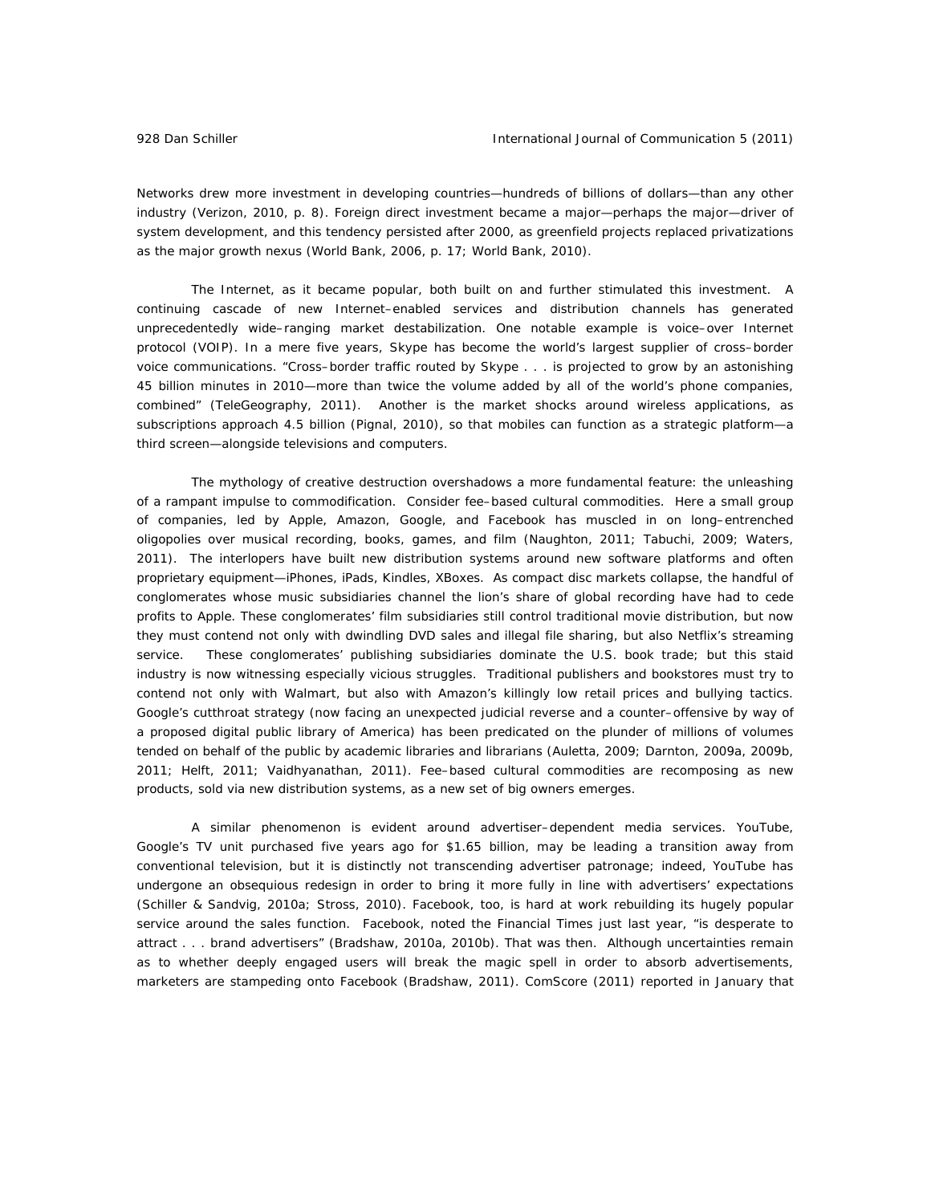Networks drew more investment in developing countries—hundreds of billions of dollars—than any other industry (Verizon, 2010, p. 8). Foreign direct investment became a major—perhaps the major—driver of system development, and this tendency persisted after 2000, as greenfield projects replaced privatizations as the major growth nexus (World Bank, 2006, p. 17; World Bank, 2010).

The Internet, as it became popular, both built on and further stimulated this investment. A continuing cascade of new Internet–enabled services and distribution channels has generated unprecedentedly wide–ranging market destabilization. One notable example is voice–over Internet protocol (VOIP). In a mere five years, Skype has become the world's largest supplier of cross–border voice communications. "Cross–border traffic routed by Skype . . . is projected to grow by an astonishing 45 billion minutes in 2010—more than twice the volume added by all of the world's phone companies, combined" (TeleGeography, 2011). Another is the market shocks around wireless applications, as subscriptions approach 4.5 billion (Pignal, 2010), so that mobiles can function as a strategic platform—a third screen—alongside televisions and computers.

The mythology of creative destruction overshadows a more fundamental feature: the unleashing of a rampant impulse to commodification. Consider fee–based cultural commodities. Here a small group of companies, led by Apple, Amazon, Google, and Facebook has muscled in on long–entrenched oligopolies over musical recording, books, games, and film (Naughton, 2011; Tabuchi, 2009; Waters, 2011). The interlopers have built new distribution systems around new software platforms and often proprietary equipment—iPhones, iPads, Kindles, XBoxes. As compact disc markets collapse, the handful of conglomerates whose music subsidiaries channel the lion's share of global recording have had to cede profits to Apple. These conglomerates' film subsidiaries still control traditional movie distribution, but now they must contend not only with dwindling DVD sales and illegal file sharing, but also Netflix's streaming service. These conglomerates' publishing subsidiaries dominate the U.S. book trade; but this staid industry is now witnessing especially vicious struggles. Traditional publishers and bookstores must try to contend not only with Walmart, but also with Amazon's killingly low retail prices and bullying tactics. Google's cutthroat strategy (now facing an unexpected judicial reverse and a counter–offensive by way of a proposed digital public library of America) has been predicated on the plunder of millions of volumes tended on behalf of the public by academic libraries and librarians (Auletta, 2009; Darnton, 2009a, 2009b, 2011; Helft, 2011; Vaidhyanathan, 2011). Fee–based cultural commodities are recomposing as new products, sold via new distribution systems, as a new set of big owners emerges.

A similar phenomenon is evident around advertiser–dependent media services. YouTube, Google's TV unit purchased five years ago for $1.65 billion, may be leading a transition away from conventional television, but it is distinctly not transcending advertiser patronage; indeed, YouTube has undergone an obsequious redesign in order to bring it more fully in line with advertisers' expectations (Schiller & Sandvig, 2010a; Stross, 2010). Facebook, too, is hard at work rebuilding its hugely popular service around the sales function. Facebook, noted the Financial Times just last year, "is desperate to attract . . . brand advertisers" (Bradshaw, 2010a, 2010b). That was then. Although uncertainties remain as to whether deeply engaged users will break the magic spell in order to absorb advertisements, marketers are stampeding onto Facebook (Bradshaw, 2011). ComScore (2011) reported in January that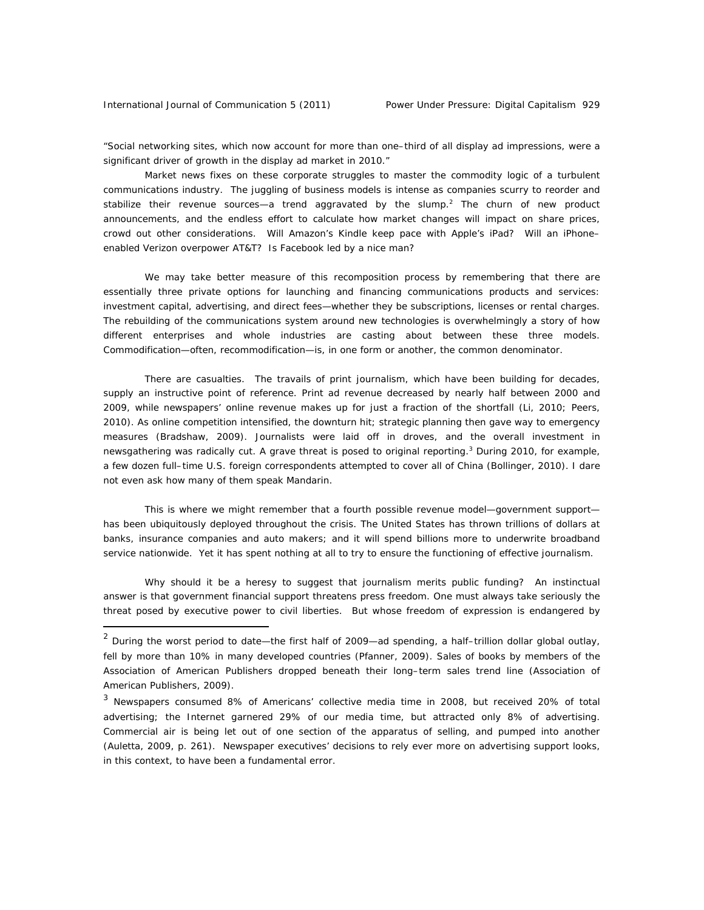"Social networking sites, which now account for more than one–third of all display ad impressions, were a significant driver of growth in the display ad market in 2010."

Market news fixes on these corporate struggles to master the commodity logic of a turbulent communications industry. The juggling of business models is intense as companies scurry to reorder and stabilize their revenue sources—a trend aggravated by the slump.[2] The churn of new product announcements, and the endless effort to calculate how market changes will impact on share prices, crowd out other considerations. Will Amazon's Kindle keep pace with Apple's iPad? Will an iPhone–enabled Verizon overpower AT&T? Is Facebook led by a nice man?

We may take better measure of this recomposition process by remembering that there are essentially three private options for launching and financing communications products and services: investment capital, advertising, and direct fees—whether they be subscriptions, licenses or rental charges. The rebuilding of the communications system around new technologies is overwhelmingly a story of how different enterprises and whole industries are casting about between these three models. Commodification—often, recommodification—is, in one form or another, the common denominator.

There are casualties. The travails of print journalism, which have been building for decades, supply an instructive point of reference. Print ad revenue decreased by nearly half between 2000 and 2009, while newspapers' online revenue makes up for just a fraction of the shortfall (Li, 2010; Peers, 2010). As online competition intensified, the downturn hit; strategic planning then gave way to emergency measures (Bradshaw, 2009). Journalists were laid off in droves, and the overall investment in newsgathering was radically cut. A grave threat is posed to original reporting.[3] During 2010, for example, a few dozen full–time U.S. foreign correspondents attempted to cover all of China (Bollinger, 2010). I dare not even ask how many of them speak Mandarin.

This is where we might remember that a fourth possible revenue model—government support—has been ubiquitously deployed throughout the crisis. The United States has thrown trillions of dollars at banks, insurance companies and auto makers; and it will spend billions more to underwrite broadband service nationwide. Yet it has spent nothing at all to try to ensure the functioning of effective journalism.

Why should it be a heresy to suggest that journalism merits public funding? An instinctual answer is that government financial support threatens press freedom. One must always take seriously the threat posed by executive power to civil liberties. But whose freedom of expression is endangered by

---

[2] During the worst period to date—the first half of 2009—ad spending, a half–trillion dollar global outlay, fell by more than 10% in many developed countries (Pfanner, 2009). Sales of books by members of the Association of American Publishers dropped beneath their long–term sales trend line (Association of American Publishers, 2009).

[3] Newspapers consumed 8% of Americans' collective media time in 2008, but received 20% of total advertising; the Internet garnered 29% of our media time, but attracted only 8% of advertising. Commercial air is being let out of one section of the apparatus of selling, and pumped into another (Auletta, 2009, p. 261). Newspaper executives' decisions to rely ever more on advertising support looks, in this context, to have been a fundamental error.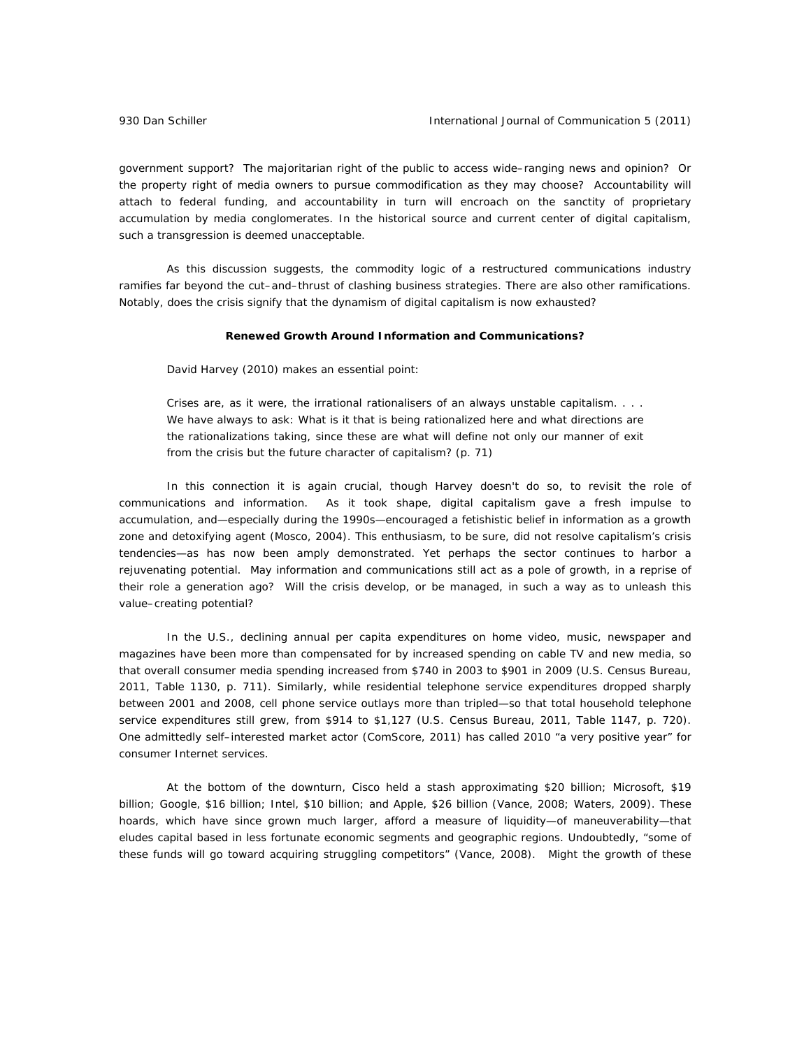government support? The majoritarian right of the public to access wide–ranging news and opinion? Or the property right of media owners to pursue commodification as they may choose? Accountability will attach to federal funding, and accountability in turn will encroach on the sanctity of proprietary accumulation by media conglomerates. In the historical source and current center of digital capitalism, such a transgression is deemed unacceptable.

As this discussion suggests, the commodity logic of a restructured communications industry ramifies far beyond the cut–and–thrust of clashing business strategies. There are also other ramifications. Notably, does the crisis signify that the dynamism of digital capitalism is now exhausted?

### Renewed Growth Around Information and Communications?

David Harvey (2010) makes an essential point:

> Crises are, as it were, the irrational rationalisers of an always unstable capitalism. . . . We have always to ask: What is it that is being rationalized here and what directions are the rationalizations taking, since these are what will define not only our manner of exit from the crisis but the future character of capitalism? (p. 71)

In this connection it is again crucial, though Harvey doesn't do so, to revisit the role of communications and information. As it took shape, digital capitalism gave a fresh impulse to accumulation, and—especially during the 1990s—encouraged a fetishistic belief in information as a growth zone and detoxifying agent (Mosco, 2004). This enthusiasm, to be sure, did not resolve capitalism's crisis tendencies—as has now been amply demonstrated. Yet perhaps the sector continues to harbor a rejuvenating potential. May information and communications still act as a pole of growth, in a reprise of their role a generation ago? Will the crisis develop, or be managed, in such a way as to unleash this value–creating potential?

In the U.S., declining annual per capita expenditures on home video, music, newspaper and magazines have been more than compensated for by increased spending on cable TV and new media, so that overall consumer media spending increased from $740 in 2003 to $901 in 2009 (U.S. Census Bureau, 2011, Table 1130, p. 711). Similarly, while residential telephone service expenditures dropped sharply between 2001 and 2008, cell phone service outlays more than tripled—so that total household telephone service expenditures still grew, from $914 to $1,127 (U.S. Census Bureau, 2011, Table 1147, p. 720). One admittedly self–interested market actor (ComScore, 2011) has called 2010 "a very positive year" for consumer Internet services.

At the bottom of the downturn, Cisco held a stash approximating $20 billion; Microsoft, $19 billion; Google, $16 billion; Intel, $10 billion; and Apple, $26 billion (Vance, 2008; Waters, 2009). These hoards, which have since grown much larger, afford a measure of liquidity—of maneuverability—that eludes capital based in less fortunate economic segments and geographic regions. Undoubtedly, "some of these funds will go toward acquiring struggling competitors" (Vance, 2008). Might the growth of these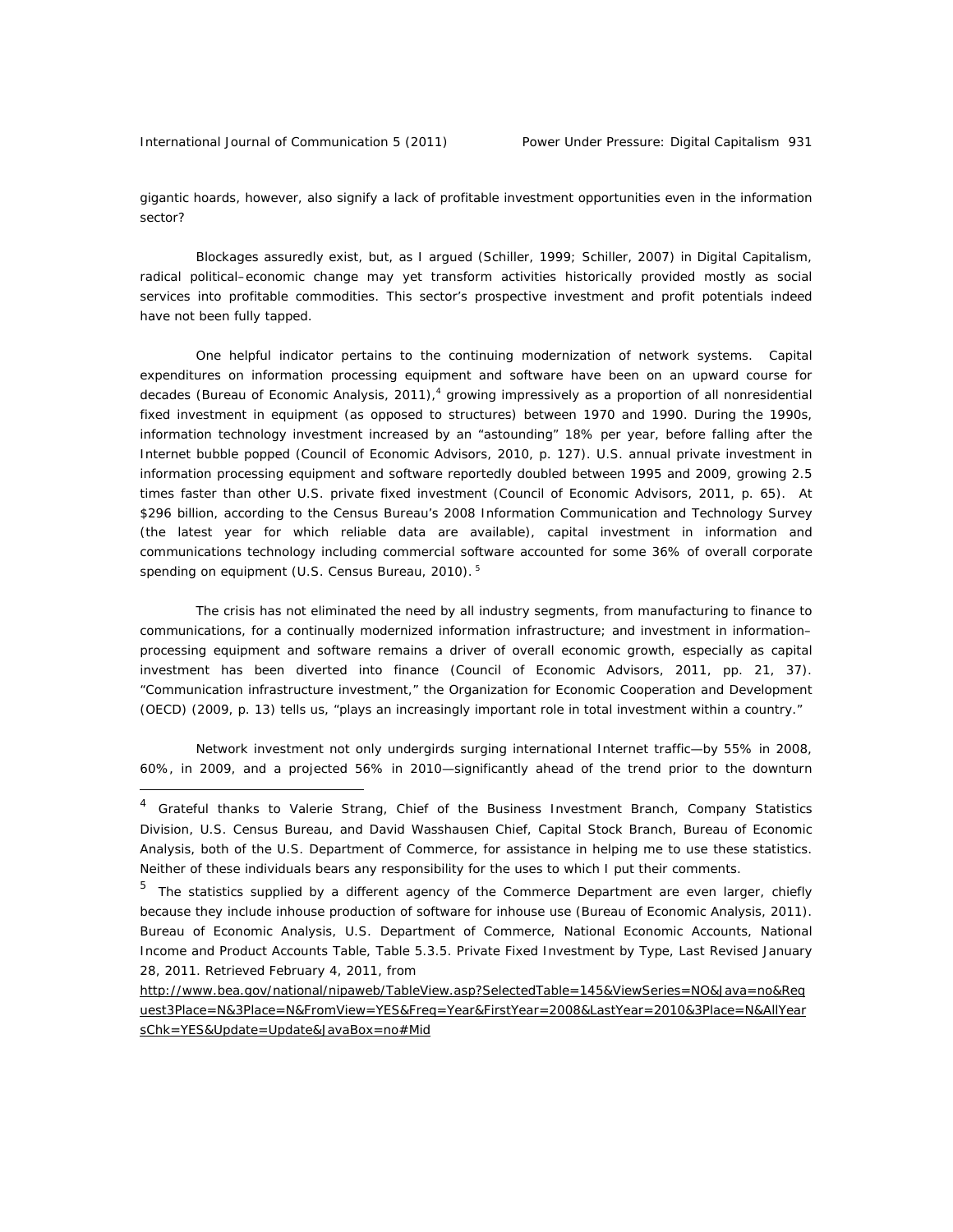gigantic hoards, however, also signify a lack of profitable investment opportunities even in the information sector?

Blockages assuredly exist, but, as I argued (Schiller, 1999; Schiller, 2007) in *Digital Capitalism*, radical political–economic change may yet transform activities historically provided mostly as social services into profitable commodities. This sector's prospective investment and profit potentials indeed have not been fully tapped.

One helpful indicator pertains to the continuing modernization of network systems. Capital expenditures on information processing equipment and software have been on an upward course for decades (Bureau of Economic Analysis, 2011),[4] growing impressively as a proportion of all nonresidential fixed investment in equipment (as opposed to structures) between 1970 and 1990. During the 1990s, information technology investment increased by an "astounding" 18% per year, before falling after the Internet bubble popped (Council of Economic Advisors, 2010, p. 127). U.S. annual private investment in information processing equipment and software reportedly doubled between 1995 and 2009, growing 2.5 times faster than other U.S. private fixed investment (Council of Economic Advisors, 2011, p. 65). At $296 billion, according to the Census Bureau's 2008 Information Communication and Technology Survey (the latest year for which reliable data are available), capital investment in information and communications technology including commercial software accounted for some 36% of overall corporate spending on equipment (U.S. Census Bureau, 2010).[5]

The crisis has not eliminated the need by all industry segments, from manufacturing to finance to communications, for a continually modernized information infrastructure; and investment in information–processing equipment and software remains a driver of overall economic growth, especially as capital investment has been diverted into finance (Council of Economic Advisors, 2011, pp. 21, 37). "Communication infrastructure investment," the Organization for Economic Cooperation and Development (OECD) (2009, p. 13) tells us, "plays an increasingly important role in total investment within a country."

Network investment not only undergirds surging international Internet traffic—by 55% in 2008, 60%, in 2009, and a projected 56% in 2010—significantly ahead of the trend prior to the downturn

---

[4] Grateful thanks to Valerie Strang, Chief of the Business Investment Branch, Company Statistics Division, U.S. Census Bureau, and David Wasshausen Chief, Capital Stock Branch, Bureau of Economic Analysis, both of the U.S. Department of Commerce, for assistance in helping me to use these statistics. Neither of these individuals bears any responsibility for the uses to which I put their comments.

[5] The statistics supplied by a different agency of the Commerce Department are even larger, chiefly because they include inhouse production of software for inhouse use (Bureau of Economic Analysis, 2011). Bureau of Economic Analysis, U.S. Department of Commerce, National Economic Accounts, National Income and Product Accounts Table, Table 5.3.5. Private Fixed Investment by Type, Last Revised January 28, 2011. Retrieved February 4, 2011, from http://www.bea.gov/national/nipaweb/TableView.asp?SelectedTable=145&ViewSeries=NO&Java=no&Request3Place=N&3Place=N&FromView=YES&Freq=Year&FirstYear=2008&LastYear=2010&3Place=N&AllYearsChk=YES&Update=Update&JavaBox=no#Mid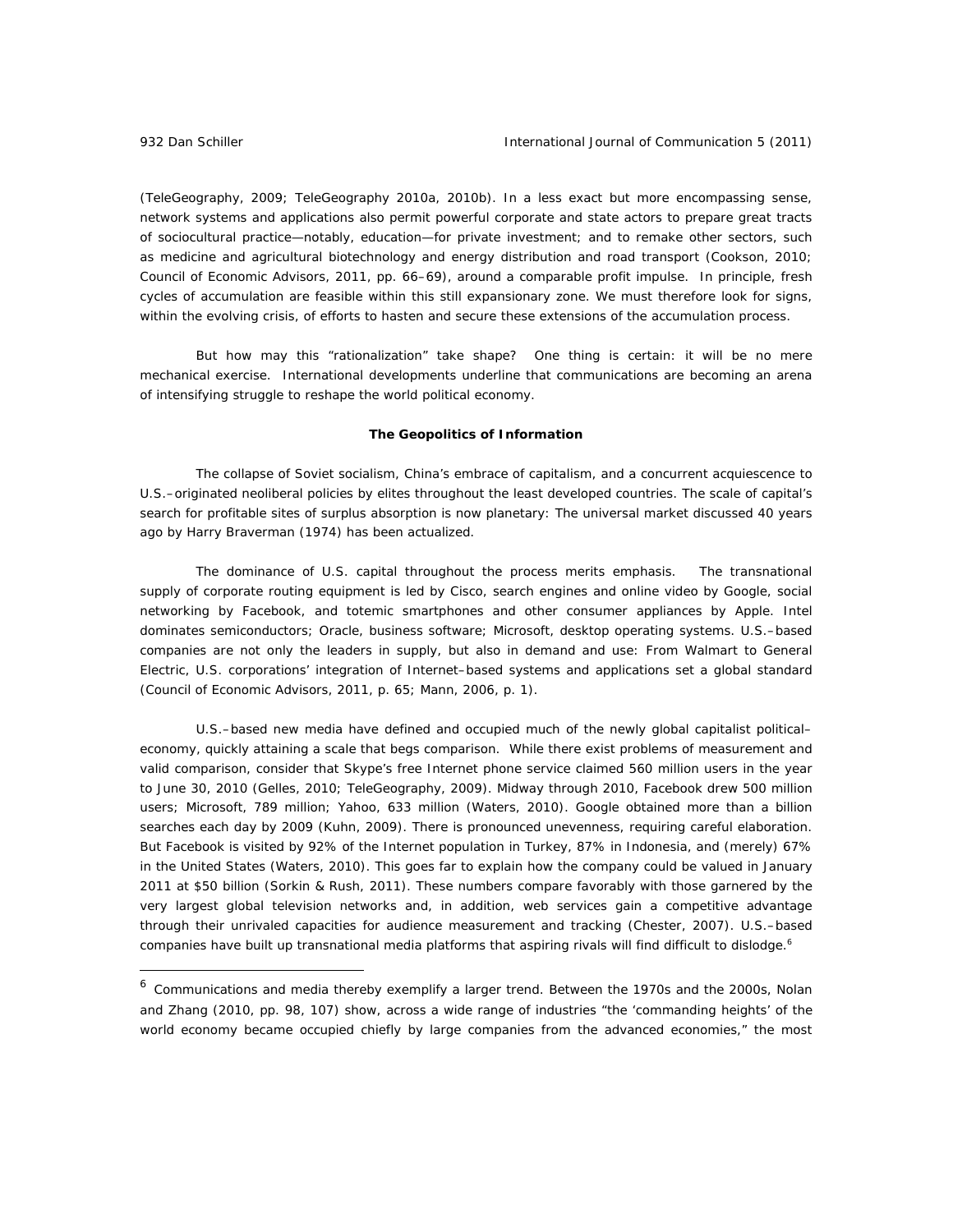(TeleGeography, 2009; TeleGeography 2010a, 2010b). In a less exact but more encompassing sense, network systems and applications also permit powerful corporate and state actors to prepare great tracts of sociocultural practice—notably, education—for private investment; and to remake other sectors, such as medicine and agricultural biotechnology and energy distribution and road transport (Cookson, 2010; Council of Economic Advisors, 2011, pp. 66–69), around a comparable profit impulse. In principle, fresh cycles of accumulation are feasible within this still expansionary zone. We must therefore look for signs, within the evolving crisis, of efforts to hasten and secure these extensions of the accumulation process.

But how may this "rationalization" take shape? One thing is certain: it will be no mere mechanical exercise. International developments underline that communications are becoming an arena of intensifying struggle to reshape the world political economy.

### The Geopolitics of Information

The collapse of Soviet socialism, China's embrace of capitalism, and a concurrent acquiescence to U.S.–originated neoliberal policies by elites throughout the least developed countries. The scale of capital's search for profitable sites of surplus absorption is now planetary: The universal market discussed 40 years ago by Harry Braverman (1974) has been actualized.

The dominance of U.S. capital throughout the process merits emphasis. The transnational supply of corporate routing equipment is led by Cisco, search engines and online video by Google, social networking by Facebook, and totemic smartphones and other consumer appliances by Apple. Intel dominates semiconductors; Oracle, business software; Microsoft, desktop operating systems. U.S.–based companies are not only the leaders in supply, but also in demand and use: From Walmart to General Electric, U.S. corporations' integration of Internet–based systems and applications set a global standard (Council of Economic Advisors, 2011, p. 65; Mann, 2006, p. 1).

U.S.–based new media have defined and occupied much of the newly global capitalist political–economy, quickly attaining a scale that begs comparison. While there exist problems of measurement and valid comparison, consider that Skype's free Internet phone service claimed 560 million users in the year to June 30, 2010 (Gelles, 2010; TeleGeography, 2009). Midway through 2010, Facebook drew 500 million users; Microsoft, 789 million; Yahoo, 633 million (Waters, 2010). Google obtained more than a billion searches each day by 2009 (Kuhn, 2009). There is pronounced unevenness, requiring careful elaboration. But Facebook is visited by 92% of the Internet population in Turkey, 87% in Indonesia, and (merely) 67% in the United States (Waters, 2010). This goes far to explain how the company could be valued in January 2011 at $50 billion (Sorkin & Rush, 2011). These numbers compare favorably with those garnered by the very largest global television networks and, in addition, web services gain a competitive advantage through their unrivaled capacities for audience measurement and tracking (Chester, 2007). U.S.–based companies have built up transnational media platforms that aspiring rivals will find difficult to dislodge.[6]

---

[6] Communications and media thereby exemplify a larger trend. Between the 1970s and the 2000s, Nolan and Zhang (2010, pp. 98, 107) show, across a wide range of industries "the 'commanding heights' of the world economy became occupied chiefly by large companies from the advanced economies," the most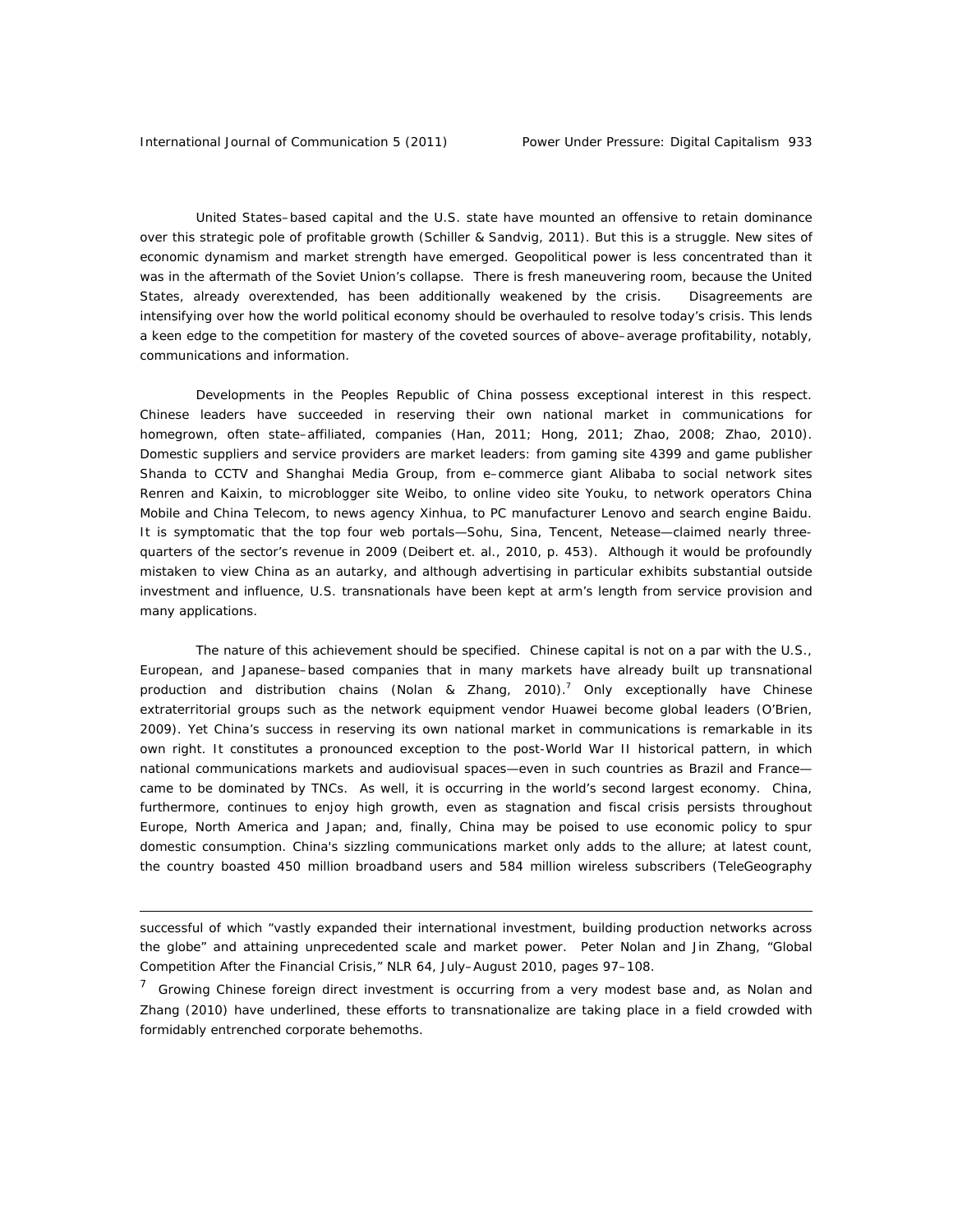United States–based capital and the U.S. state have mounted an offensive to retain dominance over this strategic pole of profitable growth (Schiller & Sandvig, 2011). But this is a struggle. New sites of economic dynamism and market strength have emerged. Geopolitical power is less concentrated than it was in the aftermath of the Soviet Union's collapse. There is fresh maneuvering room, because the United States, already overextended, has been additionally weakened by the crisis. Disagreements are intensifying over how the world political economy should be overhauled to resolve today's crisis. This lends a keen edge to the competition for mastery of the coveted sources of above–average profitability, notably, communications and information.

Developments in the Peoples Republic of China possess exceptional interest in this respect. Chinese leaders have succeeded in reserving their own national market in communications for homegrown, often state–affiliated, companies (Han, 2011; Hong, 2011; Zhao, 2008; Zhao, 2010). Domestic suppliers and service providers are market leaders: from gaming site 4399 and game publisher Shanda to CCTV and Shanghai Media Group, from e–commerce giant Alibaba to social network sites Renren and Kaixin, to microblogger site Weibo, to online video site Youku, to network operators China Mobile and China Telecom, to news agency Xinhua, to PC manufacturer Lenovo and search engine Baidu. It is symptomatic that the top four web portals—Sohu, Sina, Tencent, Netease—claimed nearly three-quarters of the sector's revenue in 2009 (Deibert et. al., 2010, p. 453). Although it would be profoundly mistaken to view China as an autarky, and although advertising in particular exhibits substantial outside investment and influence, U.S. transnationals have been kept at arm's length from service provision and many applications.

The nature of this achievement should be specified. Chinese capital is not on a par with the U.S., European, and Japanese–based companies that in many markets have already built up transnational production and distribution chains (Nolan & Zhang, 2010).[7] Only exceptionally have Chinese extraterritorial groups such as the network equipment vendor Huawei become global leaders (O'Brien, 2009). Yet China's success in reserving its own national market in communications is remarkable in its own right. It constitutes a pronounced exception to the post-World War II historical pattern, in which national communications markets and audiovisual spaces—even in such countries as Brazil and France—came to be dominated by TNCs. As well, it is occurring in the world's second largest economy. China, furthermore, continues to enjoy high growth, even as stagnation and fiscal crisis persists throughout Europe, North America and Japan; and, finally, China may be poised to use economic policy to spur domestic consumption. China's sizzling communications market only adds to the allure; at latest count, the country boasted 450 million broadband users and 584 million wireless subscribers (TeleGeography

successful of which "vastly expanded their international investment, building production networks across the globe" and attaining unprecedented scale and market power. Peter Nolan and Jin Zhang, "Global Competition After the Financial Crisis," NLR 64, July–August 2010, pages 97–108.

[7] Growing Chinese foreign direct investment is occurring from a very modest base and, as Nolan and Zhang (2010) have underlined, these efforts to transnationalize are taking place in a field crowded with formidably entrenched corporate behemoths.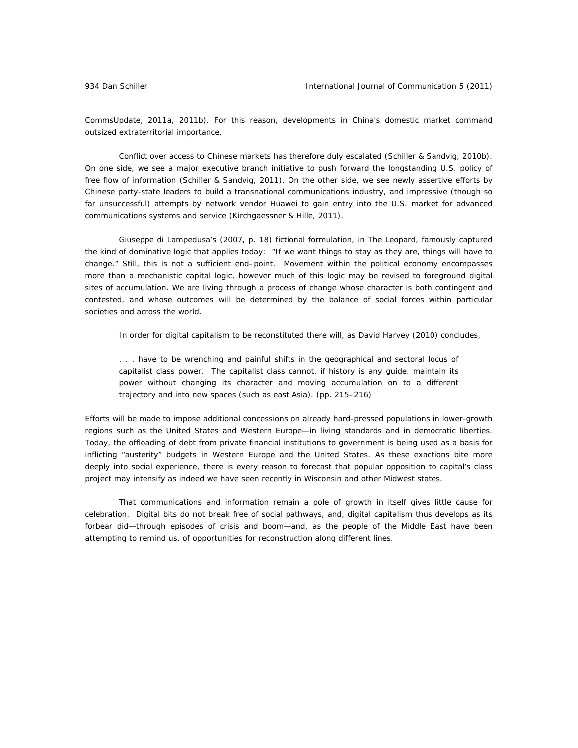CommsUpdate, 2011a, 2011b). For this reason, developments in China's domestic market command outsized extraterritorial importance.

Conflict over access to Chinese markets has therefore duly escalated (Schiller & Sandvig, 2010b). On one side, we see a major executive branch initiative to push forward the longstanding U.S. policy of free flow of information (Schiller & Sandvig, 2011). On the other side, we see newly assertive efforts by Chinese party-state leaders to build a transnational communications industry, and impressive (though so far unsuccessful) attempts by network vendor Huawei to gain entry into the U.S. market for advanced communications systems and service (Kirchgaessner & Hille, 2011).

Giuseppe di Lampedusa's (2007, p. 18) fictional formulation, in The Leopard, famously captured the kind of dominative logic that applies today: "If we want things to stay as they are, things will have to change." Still, this is not a sufficient end–point. Movement within the political economy encompasses more than a mechanistic capital logic, however much of this logic may be revised to foreground digital sites of accumulation. We are living through a process of change whose character is both contingent and contested, and whose outcomes will be determined by the balance of social forces within particular societies and across the world.

In order for digital capitalism to be reconstituted there will, as David Harvey (2010) concludes,

> . . . have to be wrenching and painful shifts in the geographical and sectoral locus of capitalist class power. The capitalist class cannot, if history is any guide, maintain its power without changing its character and moving accumulation on to a different trajectory and into new spaces (such as east Asia). (pp. 215–216)

Efforts will be made to impose additional concessions on already hard-pressed populations in lower-growth regions such as the United States and Western Europe—in living standards and in democratic liberties. Today, the offloading of debt from private financial institutions to government is being used as a basis for inflicting "austerity" budgets in Western Europe and the United States. As these exactions bite more deeply into social experience, there is every reason to forecast that popular opposition to capital's class project may intensify as indeed we have seen recently in Wisconsin and other Midwest states.

That communications and information remain a pole of growth in itself gives little cause for celebration. Digital bits do not break free of social pathways, and, digital capitalism thus develops as its forbear did—through episodes of crisis and boom—and, as the people of the Middle East have been attempting to remind us, of opportunities for reconstruction along different lines.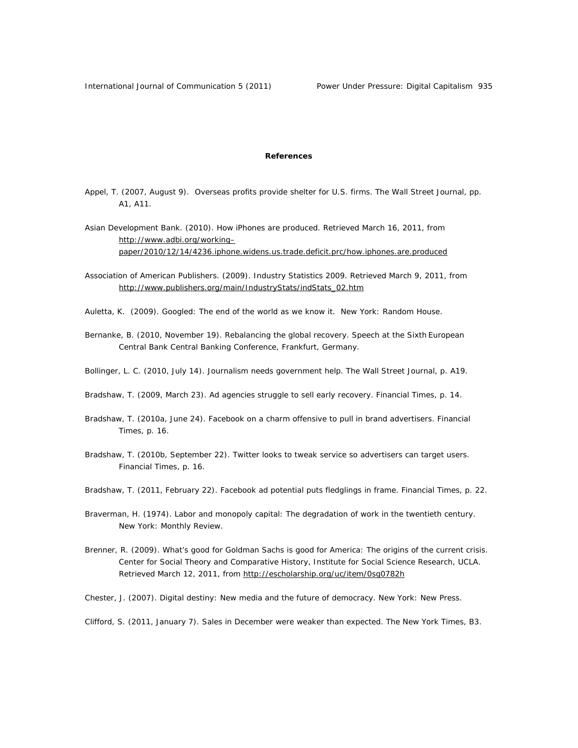**References**

Appel, T. (2007, August 9). Overseas profits provide shelter for U.S. firms. The Wall Street Journal, pp. A1, A11.

Asian Development Bank. (2010). How iPhones are produced. Retrieved March 16, 2011, from http://www.adbi.org/working–paper/2010/12/14/4236.iphone.widens.us.trade.deficit.prc/how.iphones.are.produced

Association of American Publishers. (2009). Industry Statistics 2009. Retrieved March 9, 2011, from http://www.publishers.org/main/IndustryStats/indStats_02.htm

Auletta, K. (2009). Googled: The end of the world as we know it. New York: Random House.

Bernanke, B. (2010, November 19). Rebalancing the global recovery. Speech at the Sixth European Central Bank Central Banking Conference, Frankfurt, Germany.

Bollinger, L. C. (2010, July 14). Journalism needs government help. The Wall Street Journal, p. A19.

Bradshaw, T. (2009, March 23). Ad agencies struggle to sell early recovery. Financial Times, p. 14.

Bradshaw, T. (2010a, June 24). Facebook on a charm offensive to pull in brand advertisers. Financial Times, p. 16.

Bradshaw, T. (2010b, September 22). Twitter looks to tweak service so advertisers can target users. Financial Times, p. 16.

Bradshaw, T. (2011, February 22). Facebook ad potential puts fledglings in frame. Financial Times, p. 22.

Braverman, H. (1974). Labor and monopoly capital: The degradation of work in the twentieth century. New York: Monthly Review.

Brenner, R. (2009). What's good for Goldman Sachs is good for America: The origins of the current crisis. Center for Social Theory and Comparative History, Institute for Social Science Research, UCLA. Retrieved March 12, 2011, from http://escholarship.org/uc/item/0sg0782h

Chester, J. (2007). Digital destiny: New media and the future of democracy. New York: New Press.

Clifford, S. (2011, January 7). Sales in December were weaker than expected. The New York Times, B3.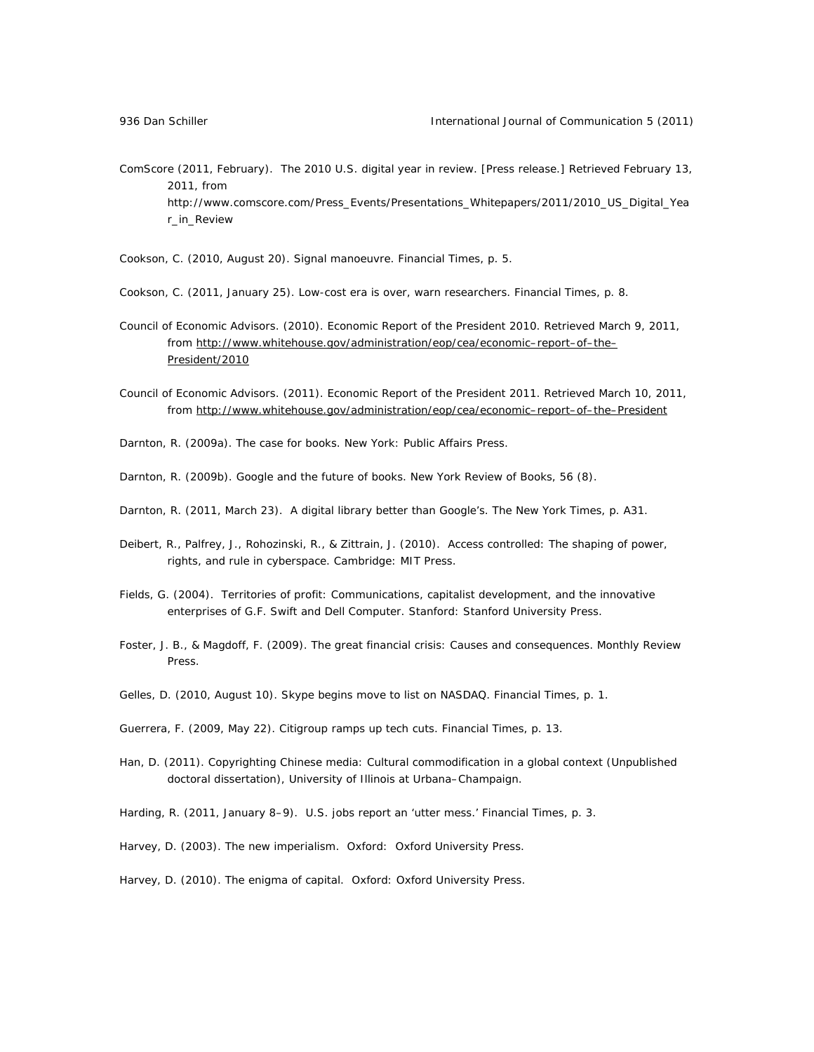ComScore (2011, February). The 2010 U.S. digital year in review. [Press release.] Retrieved February 13, 2011, from http://www.comscore.com/Press_Events/Presentations_Whitepapers/2011/2010_US_Digital_Year_in_Review

Cookson, C. (2010, August 20). Signal manoeuvre. Financial Times, p. 5.

Cookson, C. (2011, January 25). Low-cost era is over, warn researchers. Financial Times, p. 8.

Council of Economic Advisors. (2010). Economic Report of the President 2010. Retrieved March 9, 2011, from http://www.whitehouse.gov/administration/eop/cea/economic–report–of–the–President/2010

Council of Economic Advisors. (2011). Economic Report of the President 2011. Retrieved March 10, 2011, from http://www.whitehouse.gov/administration/eop/cea/economic–report–of–the–President

Darnton, R. (2009a). The case for books. New York: Public Affairs Press.

Darnton, R. (2009b). Google and the future of books. New York Review of Books, 56 (8).

Darnton, R. (2011, March 23). A digital library better than Google's. The New York Times, p. A31.

Deibert, R., Palfrey, J., Rohozinski, R., & Zittrain, J. (2010). Access controlled: The shaping of power, rights, and rule in cyberspace. Cambridge: MIT Press.

Fields, G. (2004). Territories of profit: Communications, capitalist development, and the innovative enterprises of G.F. Swift and Dell Computer. Stanford: Stanford University Press.

Foster, J. B., & Magdoff, F. (2009). The great financial crisis: Causes and consequences. Monthly Review Press.

Gelles, D. (2010, August 10). Skype begins move to list on NASDAQ. Financial Times, p. 1.

Guerrera, F. (2009, May 22). Citigroup ramps up tech cuts. Financial Times, p. 13.

Han, D. (2011). Copyrighting Chinese media: Cultural commodification in a global context (Unpublished doctoral dissertation), University of Illinois at Urbana–Champaign.

Harding, R. (2011, January 8–9). U.S. jobs report an 'utter mess.' Financial Times, p. 3.

Harvey, D. (2003). The new imperialism. Oxford: Oxford University Press.

Harvey, D. (2010). The enigma of capital. Oxford: Oxford University Press.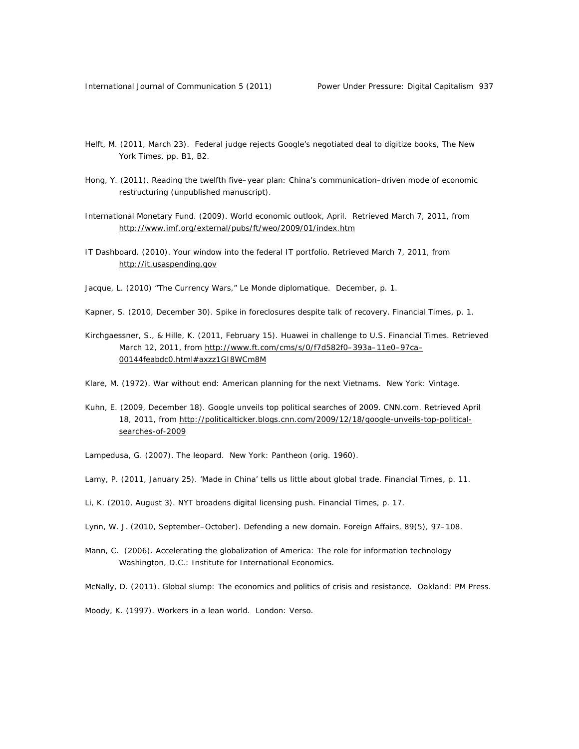Helft, M. (2011, March 23). Federal judge rejects Google's negotiated deal to digitize books, The New York Times, pp. B1, B2.

Hong, Y. (2011). Reading the twelfth five–year plan: China's communication–driven mode of economic restructuring (unpublished manuscript).

International Monetary Fund. (2009). World economic outlook, April. Retrieved March 7, 2011, from http://www.imf.org/external/pubs/ft/weo/2009/01/index.htm

IT Dashboard. (2010). Your window into the federal IT portfolio. Retrieved March 7, 2011, from http://it.usaspending.gov

Jacque, L. (2010) "The Currency Wars," Le Monde diplomatique. December, p. 1.

Kapner, S. (2010, December 30). Spike in foreclosures despite talk of recovery. Financial Times, p. 1.

Kirchgaessner, S., & Hille, K. (2011, February 15). Huawei in challenge to U.S. Financial Times. Retrieved March 12, 2011, from http://www.ft.com/cms/s/0/f7d582f0–393a–11e0–97ca–00144feabdc0.html#axzz1GI8WCm8M

Klare, M. (1972). War without end: American planning for the next Vietnams. New York: Vintage.

Kuhn, E. (2009, December 18). Google unveils top political searches of 2009. CNN.com. Retrieved April 18, 2011, from http://politicalticker.blogs.cnn.com/2009/12/18/google-unveils-top-political-searches-of-2009

Lampedusa, G. (2007). The leopard. New York: Pantheon (orig. 1960).

Lamy, P. (2011, January 25). 'Made in China' tells us little about global trade. Financial Times, p. 11.

Li, K. (2010, August 3). NYT broadens digital licensing push. Financial Times, p. 17.

Lynn, W. J. (2010, September–October). Defending a new domain. Foreign Affairs, 89(5), 97–108.

Mann, C. (2006). Accelerating the globalization of America: The role for information technology Washington, D.C.: Institute for International Economics.

McNally, D. (2011). Global slump: The economics and politics of crisis and resistance. Oakland: PM Press.

Moody, K. (1997). Workers in a lean world. London: Verso.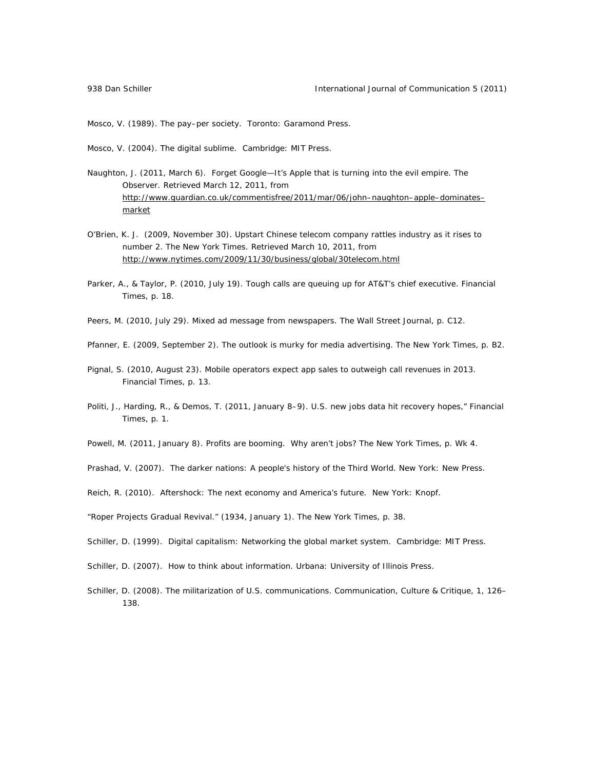Mosco, V. (1989). The pay–per society. Toronto: Garamond Press.

Mosco, V. (2004). The digital sublime. Cambridge: MIT Press.

Naughton, J. (2011, March 6). Forget Google—It's Apple that is turning into the evil empire. The Observer. Retrieved March 12, 2011, from http://www.guardian.co.uk/commentisfree/2011/mar/06/john–naughton–apple–dominates–market

O'Brien, K. J. (2009, November 30). Upstart Chinese telecom company rattles industry as it rises to number 2. The New York Times. Retrieved March 10, 2011, from http://www.nytimes.com/2009/11/30/business/global/30telecom.html

Parker, A., & Taylor, P. (2010, July 19). Tough calls are queuing up for AT&T's chief executive. Financial Times, p. 18.

Peers, M. (2010, July 29). Mixed ad message from newspapers. The Wall Street Journal, p. C12.

Pfanner, E. (2009, September 2). The outlook is murky for media advertising. The New York Times, p. B2.

Pignal, S. (2010, August 23). Mobile operators expect app sales to outweigh call revenues in 2013. Financial Times, p. 13.

Politi, J., Harding, R., & Demos, T. (2011, January 8–9). U.S. new jobs data hit recovery hopes," Financial Times, p. 1.

Powell, M. (2011, January 8). Profits are booming. Why aren't jobs? The New York Times, p. Wk 4.

Prashad, V. (2007). The darker nations: A people's history of the Third World. New York: New Press.

Reich, R. (2010). Aftershock: The next economy and America's future. New York: Knopf.

"Roper Projects Gradual Revival." (1934, January 1). The New York Times, p. 38.

Schiller, D. (1999). Digital capitalism: Networking the global market system. Cambridge: MIT Press.

Schiller, D. (2007). How to think about information. Urbana: University of Illinois Press.

Schiller, D. (2008). The militarization of U.S. communications. Communication, Culture & Critique, 1, 126–138.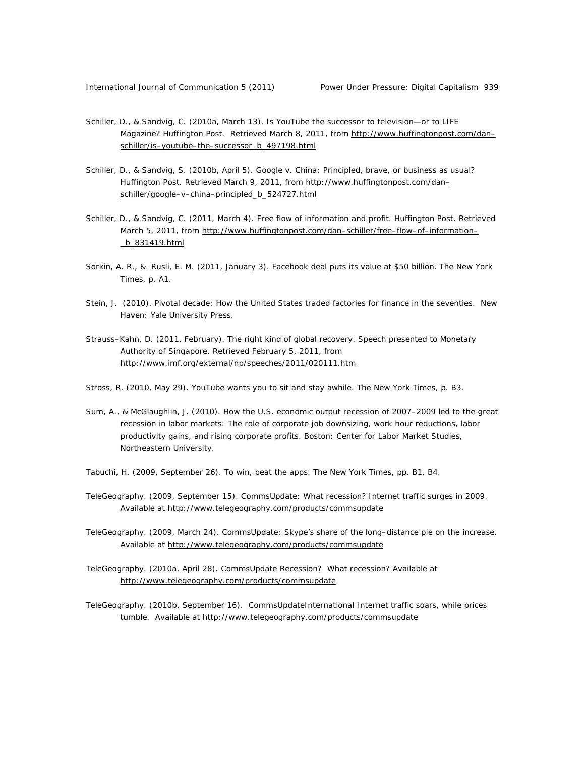Schiller, D., & Sandvig, C. (2010a, March 13). Is YouTube the successor to television—or to LIFE Magazine? Huffington Post. Retrieved March 8, 2011, from http://www.huffingtonpost.com/dan–schiller/is–youtube–the–successor_b_497198.html

Schiller, D., & Sandvig, S. (2010b, April 5). Google v. China: Principled, brave, or business as usual? Huffington Post. Retrieved March 9, 2011, from http://www.huffingtonpost.com/dan–schiller/google–v–china–principled_b_524727.html

Schiller, D., & Sandvig, C. (2011, March 4). Free flow of information and profit. Huffington Post. Retrieved March 5, 2011, from http://www.huffingtonpost.com/dan–schiller/free–flow–of–information–_b_831419.html

Sorkin, A. R., & Rusli, E. M. (2011, January 3). Facebook deal puts its value at $50 billion. The New York Times, p. A1.

Stein, J. (2010). Pivotal decade: How the United States traded factories for finance in the seventies. New Haven: Yale University Press.

Strauss–Kahn, D. (2011, February). The right kind of global recovery. Speech presented to Monetary Authority of Singapore. Retrieved February 5, 2011, from http://www.imf.org/external/np/speeches/2011/020111.htm

Stross, R. (2010, May 29). YouTube wants you to sit and stay awhile. The New York Times, p. B3.

Sum, A., & McGlaughlin, J. (2010). How the U.S. economic output recession of 2007–2009 led to the great recession in labor markets: The role of corporate job downsizing, work hour reductions, labor productivity gains, and rising corporate profits. Boston: Center for Labor Market Studies, Northeastern University.

Tabuchi, H. (2009, September 26). To win, beat the apps. The New York Times, pp. B1, B4.

TeleGeography. (2009, September 15). CommsUpdate: What recession? Internet traffic surges in 2009. Available at http://www.telegeography.com/products/commsupdate

TeleGeography. (2009, March 24). CommsUpdate: Skype's share of the long–distance pie on the increase. Available at http://www.telegeography.com/products/commsupdate

TeleGeography. (2010a, April 28). CommsUpdate Recession? What recession? Available at http://www.telegeography.com/products/commsupdate

TeleGeography. (2010b, September 16). CommsUpdateInternational Internet traffic soars, while prices tumble. Available at http://www.telegeography.com/products/commsupdate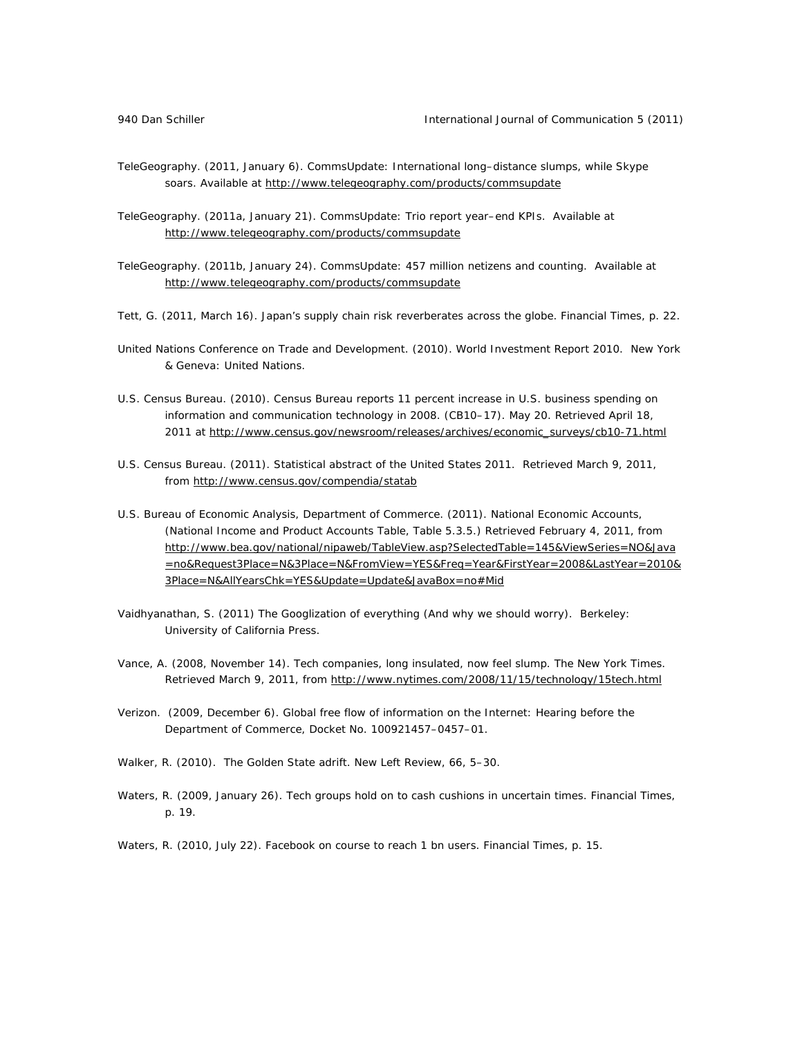TeleGeography. (2011, January 6). CommsUpdate: International long–distance slumps, while Skype soars. Available at http://www.telegeography.com/products/commsupdate

TeleGeography. (2011a, January 21). CommsUpdate: Trio report year–end KPIs. Available at http://www.telegeography.com/products/commsupdate

TeleGeography. (2011b, January 24). CommsUpdate: 457 million netizens and counting. Available at http://www.telegeography.com/products/commsupdate

Tett, G. (2011, March 16). Japan's supply chain risk reverberates across the globe. Financial Times, p. 22.

United Nations Conference on Trade and Development. (2010). World Investment Report 2010. New York & Geneva: United Nations.

U.S. Census Bureau. (2010). Census Bureau reports 11 percent increase in U.S. business spending on information and communication technology in 2008. (CB10–17). May 20. Retrieved April 18, 2011 at http://www.census.gov/newsroom/releases/archives/economic_surveys/cb10-71.html

U.S. Census Bureau. (2011). Statistical abstract of the United States 2011. Retrieved March 9, 2011, from http://www.census.gov/compendia/statab

U.S. Bureau of Economic Analysis, Department of Commerce. (2011). National Economic Accounts, (National Income and Product Accounts Table, Table 5.3.5.) Retrieved February 4, 2011, from http://www.bea.gov/national/nipaweb/TableView.asp?SelectedTable=145&ViewSeries=NO&Java=no&Request3Place=N&3Place=N&FromView=YES&Freq=Year&FirstYear=2008&LastYear=2010&3Place=N&AllYearsChk=YES&Update=Update&JavaBox=no#Mid

Vaidhyanathan, S. (2011) The Googlization of everything (And why we should worry). Berkeley: University of California Press.

Vance, A. (2008, November 14). Tech companies, long insulated, now feel slump. The New York Times. Retrieved March 9, 2011, from http://www.nytimes.com/2008/11/15/technology/15tech.html

Verizon. (2009, December 6). Global free flow of information on the Internet: Hearing before the Department of Commerce, Docket No. 100921457–0457–01.

Walker, R. (2010). The Golden State adrift. New Left Review, 66, 5–30.

Waters, R. (2009, January 26). Tech groups hold on to cash cushions in uncertain times. Financial Times, p. 19.

Waters, R. (2010, July 22). Facebook on course to reach 1 bn users. Financial Times, p. 15.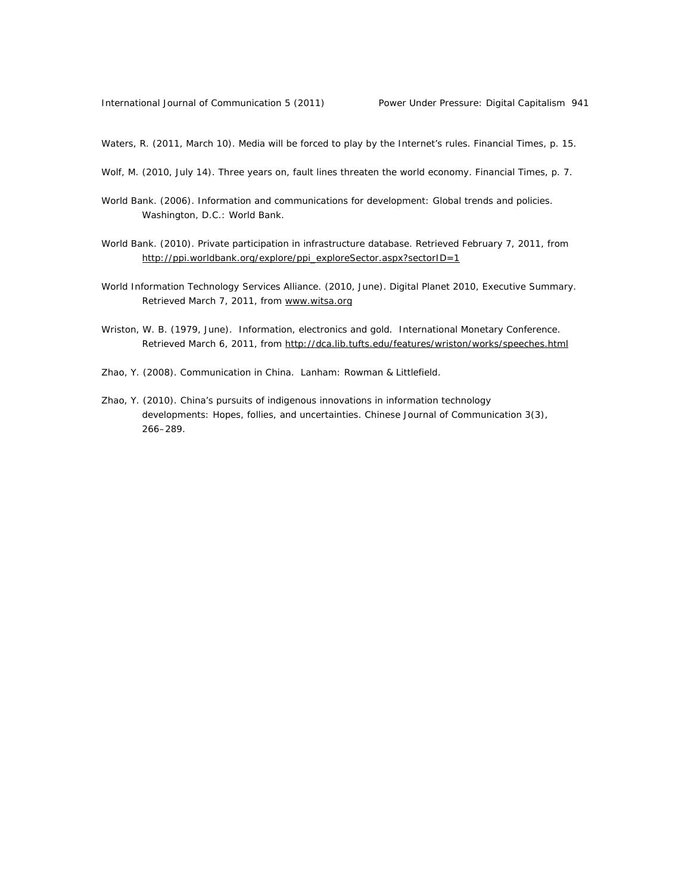Waters, R. (2011, March 10). Media will be forced to play by the Internet's rules. Financial Times, p. 15.

Wolf, M. (2010, July 14). Three years on, fault lines threaten the world economy. Financial Times, p. 7.

World Bank. (2006). Information and communications for development: Global trends and policies. Washington, D.C.: World Bank.

World Bank. (2010). Private participation in infrastructure database. Retrieved February 7, 2011, from http://ppi.worldbank.org/explore/ppi_exploreSector.aspx?sectorID=1

World Information Technology Services Alliance. (2010, June). Digital Planet 2010, Executive Summary. Retrieved March 7, 2011, from www.witsa.org

Wriston, W. B. (1979, June). Information, electronics and gold. International Monetary Conference. Retrieved March 6, 2011, from http://dca.lib.tufts.edu/features/wriston/works/speeches.html

Zhao, Y. (2008). Communication in China. Lanham: Rowman & Littlefield.

Zhao, Y. (2010). China's pursuits of indigenous innovations in information technology developments: Hopes, follies, and uncertainties. Chinese Journal of Communication 3(3), 266–289.